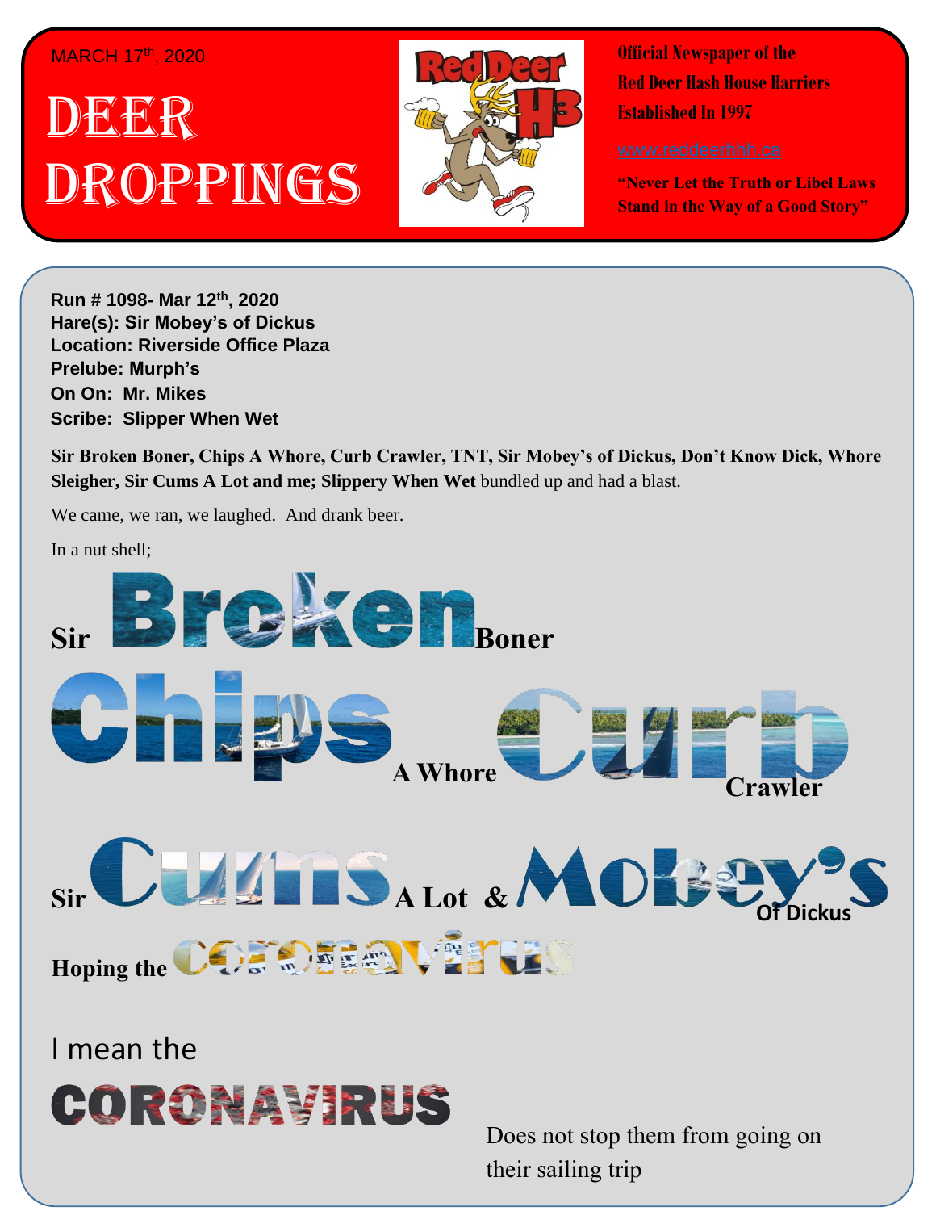MARCH 17th, 2020

# DEER DROPPINGS

Official Newspaper of the
Red Deer Hash House Harriers
Established In 1997

www.reddeerhhh.ca

**"Never Let the Truth or Libel Laws Stand in the Way of a Good Story"**

**Run # 1098- Mar 12th, 2020**
**Hare(s): Sir Mobey's of Dickus**
**Location: Riverside Office Plaza**
**Prelube: Murph's**
**On On: Mr. Mikes**
**Scribe: Slipper When Wet**

**Sir Broken Boner, Chips A Whore, Curb Crawler, TNT, Sir Mobey's of Dickus, Don't Know Dick, Whore Sleigher, Sir Cums A Lot and me; Slippery When Wet** bundled up and had a blast.

We came, we ran, we laughed. And drank beer.

In a nut shell;

**Sir Broken Boner**

**Chips A Whore Curb Crawler**

**Sir Cums A Lot & Mobey's Of Dickus**

**Hoping the CORONAVIRUS**

I mean the

**CORONAVIRUS**

Does not stop them from going on their sailing trip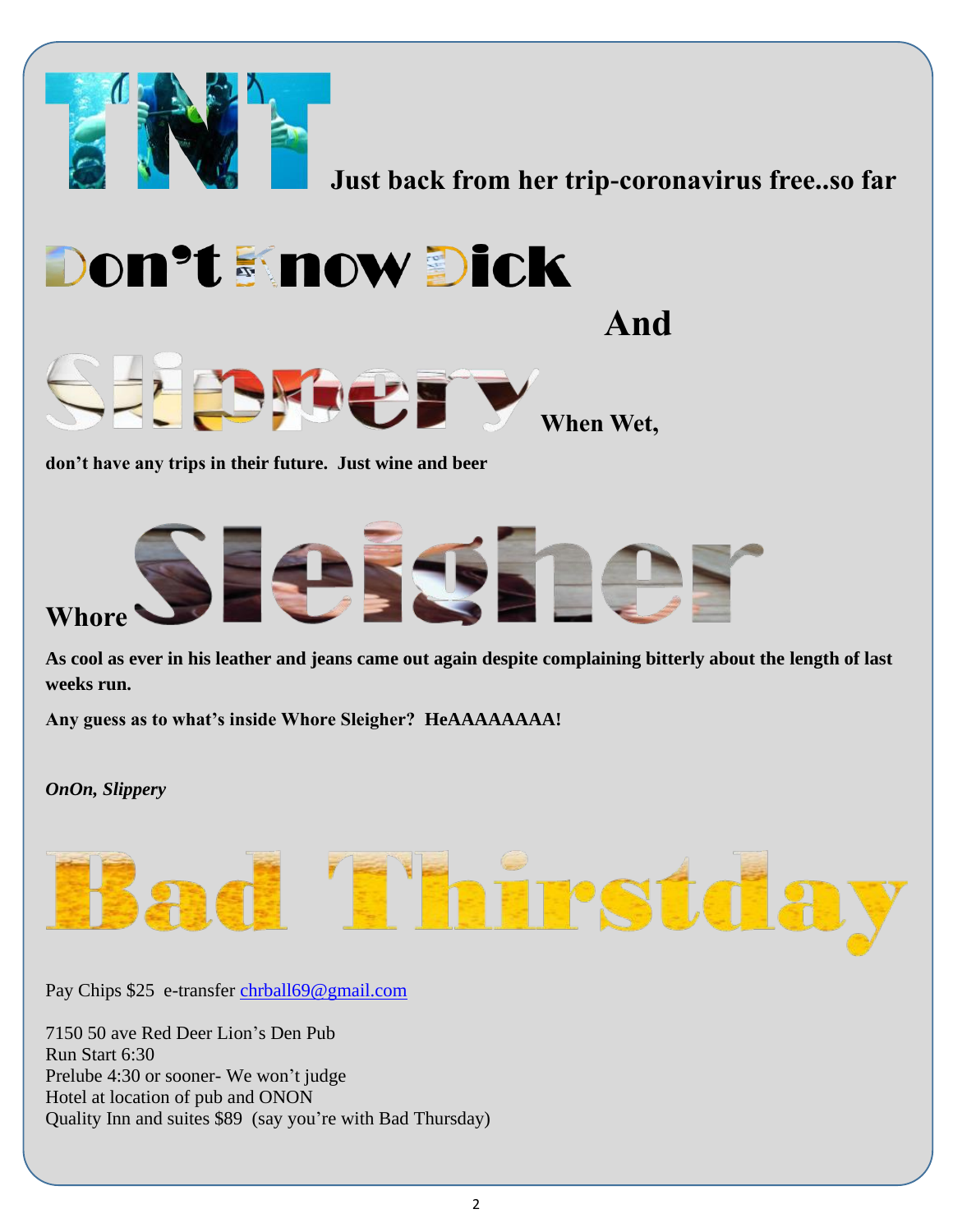# TNT

**Just back from her trip-coronavirus free..so far**

# Don't Know Dick

## And

# Slippery

**When Wet,**

**don't have any trips in their future. Just wine and beer**

# Whore Sleigher

**As cool as ever in his leather and jeans came out again despite complaining bitterly about the length of last weeks run.**

**Any guess as to what's inside Whore Sleigher? HeAAAAAAAA!**

***OnOn, Slippery***

# Bad Thirstday

Pay Chips $25 e-transfer chrball69@gmail.com

7150 50 ave Red Deer Lion's Den Pub
Run Start 6:30
Prelube 4:30 or sooner- We won't judge
Hotel at location of pub and ONON
Quality Inn and suites $89 (say you're with Bad Thursday)